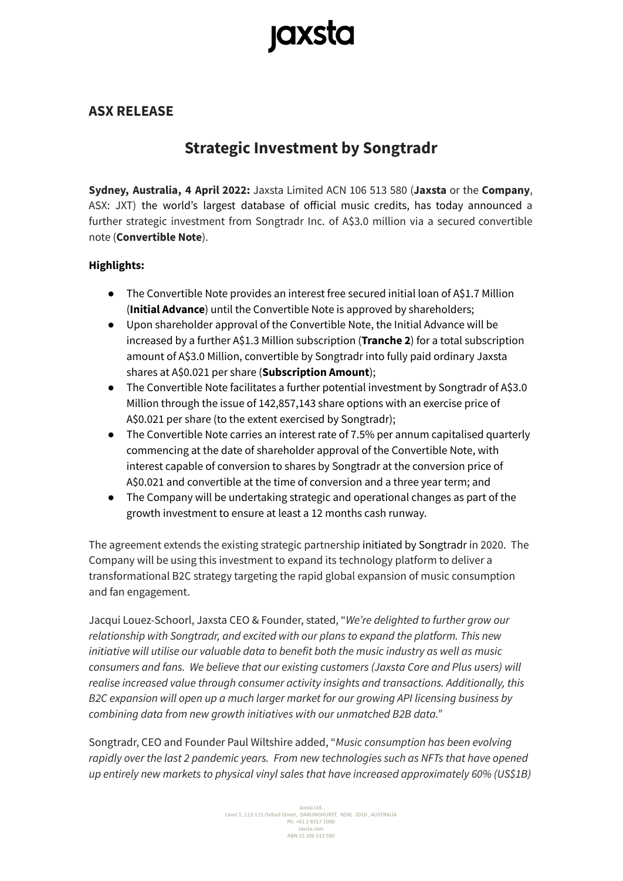# jaxsta

## ASX RELEASE

# Strategic Investment by Songtradr

**Sydney, Australia, 4 April 2022:** Jaxsta Limited ACN 106 513 580 (**Jaxsta** or the **Company**, ASX: JXT) the world's largest database of official music credits, has today announced a further strategic investment from Songtradr Inc. of A$3.0 million via a secured convertible note (**Convertible Note**).

**Highlights:**

- The Convertible Note provides an interest free secured initial loan of A$1.7 Million (**Initial Advance**) until the Convertible Note is approved by shareholders;
- Upon shareholder approval of the Convertible Note, the Initial Advance will be increased by a further A$1.3 Million subscription (**Tranche 2**) for a total subscription amount of A$3.0 Million, convertible by Songtradr into fully paid ordinary Jaxsta shares at A$0.021 per share (**Subscription Amount**);
- The Convertible Note facilitates a further potential investment by Songtradr of A$3.0 Million through the issue of 142,857,143 share options with an exercise price of A$0.021 per share (to the extent exercised by Songtradr);
- The Convertible Note carries an interest rate of 7.5% per annum capitalised quarterly commencing at the date of shareholder approval of the Convertible Note, with interest capable of conversion to shares by Songtradr at the conversion price of A$0.021 and convertible at the time of conversion and a three year term; and
- The Company will be undertaking strategic and operational changes as part of the growth investment to ensure at least a 12 months cash runway.

The agreement extends the existing strategic partnership initiated by Songtradr in 2020. The Company will be using this investment to expand its technology platform to deliver a transformational B2C strategy targeting the rapid global expansion of music consumption and fan engagement.

Jacqui Louez-Schoorl, Jaxsta CEO & Founder, stated, "*We're delighted to further grow our relationship with Songtradr, and excited with our plans to expand the platform. This new initiative will utilise our valuable data to benefit both the music industry as well as music consumers and fans. We believe that our existing customers (Jaxsta Core and Plus users) will realise increased value through consumer activity insights and transactions. Additionally, this B2C expansion will open up a much larger market for our growing API licensing business by combining data from new growth initiatives with our unmatched B2B data.*"

Songtradr, CEO and Founder Paul Wiltshire added, "*Music consumption has been evolving rapidly over the last 2 pandemic years. From new technologies such as NFTs that have opened up entirely new markets to physical vinyl sales that have increased approximately 60% (US$1B)*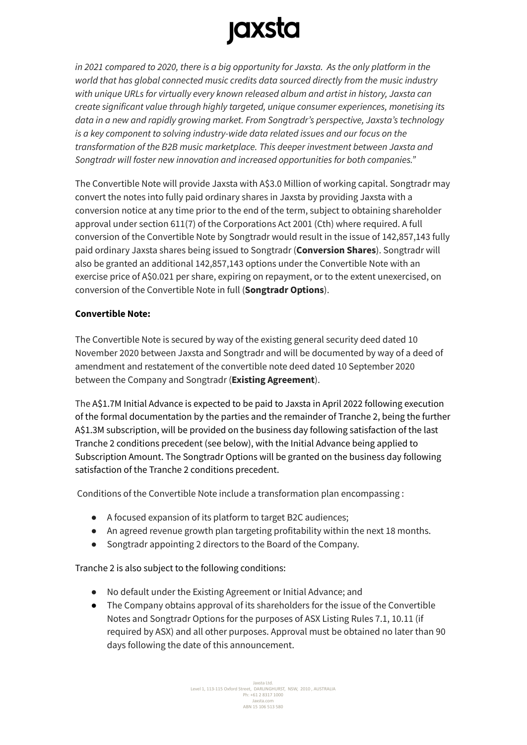*in 2021 compared to 2020, there is a big opportunity for Jaxsta. As the only platform in the world that has global connected music credits data sourced directly from the music industry with unique URLs for virtually every known released album and artist in history, Jaxsta can create significant value through highly targeted, unique consumer experiences, monetising its data in a new and rapidly growing market. From Songtradr's perspective, Jaxsta's technology is a key component to solving industry-wide data related issues and our focus on the transformation of the B2B music marketplace. This deeper investment between Jaxsta and Songtradr will foster new innovation and increased opportunities for both companies."*

The Convertible Note will provide Jaxsta with A$3.0 Million of working capital. Songtradr may convert the notes into fully paid ordinary shares in Jaxsta by providing Jaxsta with a conversion notice at any time prior to the end of the term, subject to obtaining shareholder approval under section 611(7) of the Corporations Act 2001 (Cth) where required. A full conversion of the Convertible Note by Songtradr would result in the issue of 142,857,143 fully paid ordinary Jaxsta shares being issued to Songtradr (**Conversion Shares**). Songtradr will also be granted an additional 142,857,143 options under the Convertible Note with an exercise price of A$0.021 per share, expiring on repayment, or to the extent unexercised, on conversion of the Convertible Note in full (**Songtradr Options**).

**Convertible Note:**

The Convertible Note is secured by way of the existing general security deed dated 10 November 2020 between Jaxsta and Songtradr and will be documented by way of a deed of amendment and restatement of the convertible note deed dated 10 September 2020 between the Company and Songtradr (**Existing Agreement**).

The A$1.7M Initial Advance is expected to be paid to Jaxsta in April 2022 following execution of the formal documentation by the parties and the remainder of Tranche 2, being the further A$1.3M subscription, will be provided on the business day following satisfaction of the last Tranche 2 conditions precedent (see below), with the Initial Advance being applied to Subscription Amount. The Songtradr Options will be granted on the business day following satisfaction of the Tranche 2 conditions precedent.

Conditions of the Convertible Note include a transformation plan encompassing :

- A focused expansion of its platform to target B2C audiences;
- An agreed revenue growth plan targeting profitability within the next 18 months.
- Songtradr appointing 2 directors to the Board of the Company.

Tranche 2 is also subject to the following conditions:

- No default under the Existing Agreement or Initial Advance; and
- The Company obtains approval of its shareholders for the issue of the Convertible Notes and Songtradr Options for the purposes of ASX Listing Rules 7.1, 10.11 (if required by ASX) and all other purposes. Approval must be obtained no later than 90 days following the date of this announcement.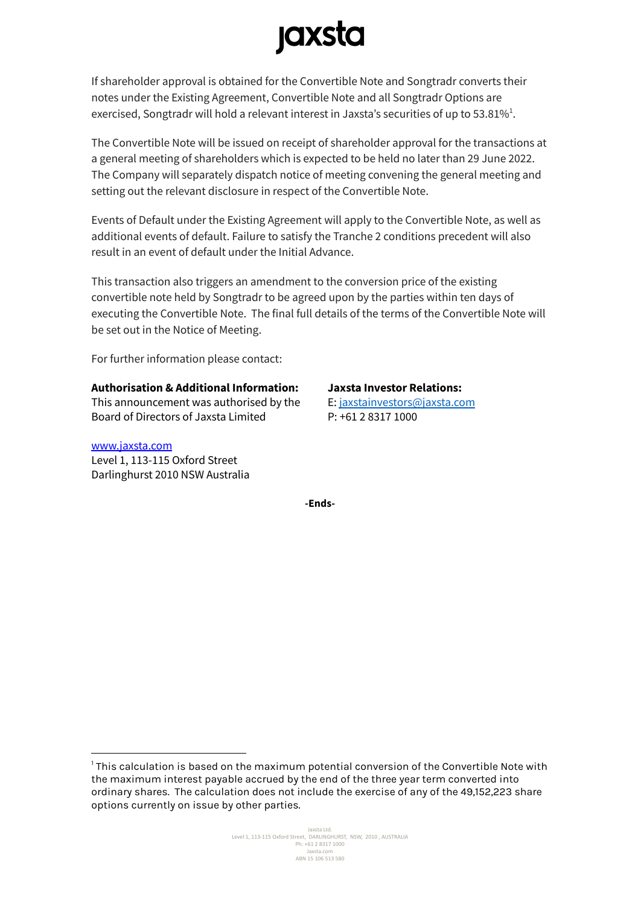If shareholder approval is obtained for the Convertible Note and Songtradr converts their notes under the Existing Agreement, Convertible Note and all Songtradr Options are exercised, Songtradr will hold a relevant interest in Jaxsta's securities of up to 53.81%[1].

The Convertible Note will be issued on receipt of shareholder approval for the transactions at a general meeting of shareholders which is expected to be held no later than 29 June 2022. The Company will separately dispatch notice of meeting convening the general meeting and setting out the relevant disclosure in respect of the Convertible Note.

Events of Default under the Existing Agreement will apply to the Convertible Note, as well as additional events of default. Failure to satisfy the Tranche 2 conditions precedent will also result in an event of default under the Initial Advance.

This transaction also triggers an amendment to the conversion price of the existing convertible note held by Songtradr to be agreed upon by the parties within ten days of executing the Convertible Note. The final full details of the terms of the Convertible Note will be set out in the Notice of Meeting.

For further information please contact:

**Authorisation & Additional Information:**
This announcement was authorised by the Board of Directors of Jaxsta Limited

**Jaxsta Investor Relations:**
E: jaxstainvestors@jaxsta.com
P: +61 2 8317 1000

www.jaxsta.com
Level 1, 113-115 Oxford Street
Darlinghurst 2010 NSW Australia

**-Ends-**

[1] This calculation is based on the maximum potential conversion of the Convertible Note with the maximum interest payable accrued by the end of the three year term converted into ordinary shares. The calculation does not include the exercise of any of the 49,152,223 share options currently on issue by other parties.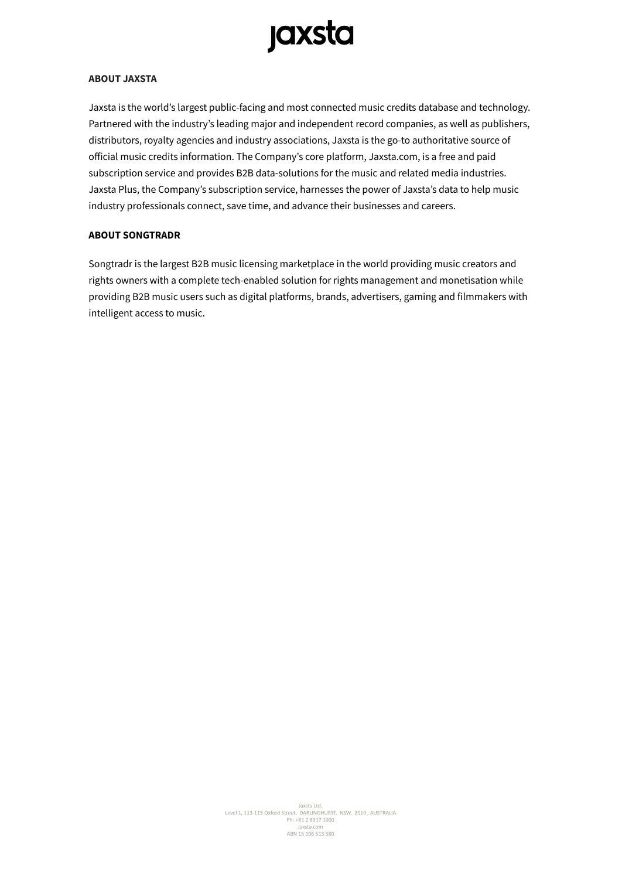## ABOUT JAXSTA

Jaxsta is the world's largest public-facing and most connected music credits database and technology. Partnered with the industry's leading major and independent record companies, as well as publishers, distributors, royalty agencies and industry associations, Jaxsta is the go-to authoritative source of official music credits information. The Company's core platform, Jaxsta.com, is a free and paid subscription service and provides B2B data-solutions for the music and related media industries. Jaxsta Plus, the Company's subscription service, harnesses the power of Jaxsta's data to help music industry professionals connect, save time, and advance their businesses and careers.

## ABOUT SONGTRADR

Songtradr is the largest B2B music licensing marketplace in the world providing music creators and rights owners with a complete tech-enabled solution for rights management and monetisation while providing B2B music users such as digital platforms, brands, advertisers, gaming and filmmakers with intelligent access to music.